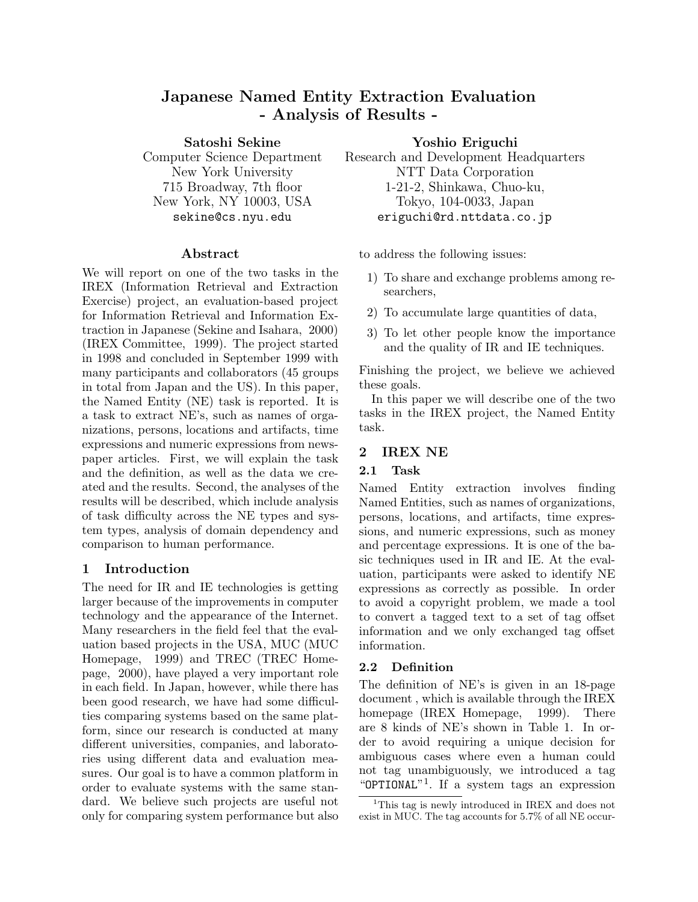# Japanese Named Entity Extraction Evaluation - Analysis of Results -

**Satoshi Sekine**
Computer Science Department
New York University
715 Broadway, 7th floor
New York, NY 10003, USA
sekine@cs.nyu.edu

**Yoshio Eriguchi**
Research and Development Headquarters
NTT Data Corporation
1-21-2, Shinkawa, Chuo-ku,
Tokyo, 104-0033, Japan
eriguchi@rd.nttdata.co.jp

## Abstract

We will report on one of the two tasks in the IREX (Information Retrieval and Extraction Exercise) project, an evaluation-based project for Information Retrieval and Information Extraction in Japanese (Sekine and Isahara, 2000) (IREX Committee, 1999). The project started in 1998 and concluded in September 1999 with many participants and collaborators (45 groups in total from Japan and the US). In this paper, the Named Entity (NE) task is reported. It is a task to extract NE's, such as names of organizations, persons, locations and artifacts, time expressions and numeric expressions from newspaper articles. First, we will explain the task and the definition, as well as the data we created and the results. Second, the analyses of the results will be described, which include analysis of task difficulty across the NE types and system types, analysis of domain dependency and comparison to human performance.

## 1 Introduction

The need for IR and IE technologies is getting larger because of the improvements in computer technology and the appearance of the Internet. Many researchers in the field feel that the evaluation based projects in the USA, MUC (MUC Homepage, 1999) and TREC (TREC Homepage, 2000), have played a very important role in each field. In Japan, however, while there has been good research, we have had some difficulties comparing systems based on the same platform, since our research is conducted at many different universities, companies, and laboratories using different data and evaluation measures. Our goal is to have a common platform in order to evaluate systems with the same standard. We believe such projects are useful not only for comparing system performance but also to address the following issues:

1) To share and exchange problems among researchers,
2) To accumulate large quantities of data,
3) To let other people know the importance and the quality of IR and IE techniques.

Finishing the project, we believe we achieved these goals.

In this paper we will describe one of the two tasks in the IREX project, the Named Entity task.

## 2 IREX NE

### 2.1 Task

Named Entity extraction involves finding Named Entities, such as names of organizations, persons, locations, and artifacts, time expressions, and numeric expressions, such as money and percentage expressions. It is one of the basic techniques used in IR and IE. At the evaluation, participants were asked to identify NE expressions as correctly as possible. In order to avoid a copyright problem, we made a tool to convert a tagged text to a set of tag offset information and we only exchanged tag offset information.

### 2.2 Definition

The definition of NE's is given in an 18-page document , which is available through the IREX homepage (IREX Homepage, 1999). There are 8 kinds of NE's shown in Table 1. In order to avoid requiring a unique decision for ambiguous cases where even a human could not tag unambiguously, we introduced a tag "OPTIONAL"[1]. If a system tags an expression

[1] This tag is newly introduced in IREX and does not exist in MUC. The tag accounts for 5.7% of all NE occur-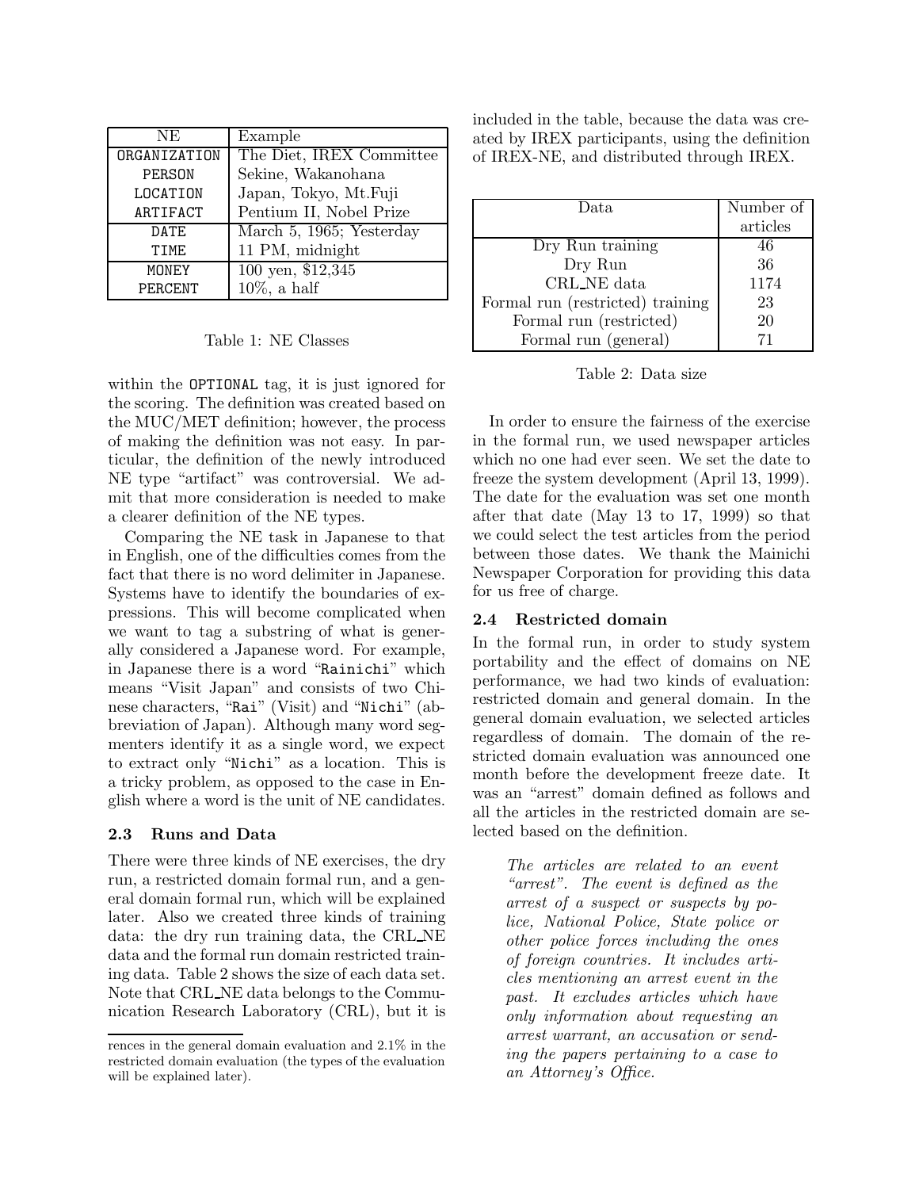| NE | Example |
|---|---|
| ORGANIZATION | The Diet, IREX Committee |
| PERSON | Sekine, Wakanohana |
| LOCATION | Japan, Tokyo, Mt.Fuji |
| ARTIFACT | Pentium II, Nobel Prize |
| DATE | March 5, 1965; Yesterday |
| TIME | 11 PM, midnight |
| MONEY | 100 yen, $12,345 |
| PERCENT | 10%, a half |

Table 1: NE Classes

within the OPTIONAL tag, it is just ignored for the scoring. The definition was created based on the MUC/MET definition; however, the process of making the definition was not easy. In particular, the definition of the newly introduced NE type "artifact" was controversial. We admit that more consideration is needed to make a clearer definition of the NE types.

Comparing the NE task in Japanese to that in English, one of the difficulties comes from the fact that there is no word delimiter in Japanese. Systems have to identify the boundaries of expressions. This will become complicated when we want to tag a substring of what is generally considered a Japanese word. For example, in Japanese there is a word "Rainichi" which means "Visit Japan" and consists of two Chinese characters, "Rai" (Visit) and "Nichi" (abbreviation of Japan). Although many word segmenters identify it as a single word, we expect to extract only "Nichi" as a location. This is a tricky problem, as opposed to the case in English where a word is the unit of NE candidates.

### 2.3 Runs and Data

There were three kinds of NE exercises, the dry run, a restricted domain formal run, and a general domain formal run, which will be explained later. Also we created three kinds of training data: the dry run training data, the CRL_NE data and the formal run domain restricted training data. Table 2 shows the size of each data set. Note that CRL_NE data belongs to the Communication Research Laboratory (CRL), but it is included in the table, because the data was created by IREX participants, using the definition of IREX-NE, and distributed through IREX.

| Data | Number of articles |
|---|---|
| Dry Run training | 46 |
| Dry Run | 36 |
| CRL_NE data | 1174 |
| Formal run (restricted) training | 23 |
| Formal run (restricted) | 20 |
| Formal run (general) | 71 |

Table 2: Data size

In order to ensure the fairness of the exercise in the formal run, we used newspaper articles which no one had ever seen. We set the date to freeze the system development (April 13, 1999). The date for the evaluation was set one month after that date (May 13 to 17, 1999) so that we could select the test articles from the period between those dates. We thank the Mainichi Newspaper Corporation for providing this data for us free of charge.

### 2.4 Restricted domain

In the formal run, in order to study system portability and the effect of domains on NE performance, we had two kinds of evaluation: restricted domain and general domain. In the general domain evaluation, we selected articles regardless of domain. The domain of the restricted domain evaluation was announced one month before the development freeze date. It was an "arrest" domain defined as follows and all the articles in the restricted domain are selected based on the definition.

> *The articles are related to an event "arrest". The event is defined as the arrest of a suspect or suspects by police, National Police, State police or other police forces including the ones of foreign countries. It includes articles mentioning an arrest event in the past. It excludes articles which have only information about requesting an arrest warrant, an accusation or sending the papers pertaining to a case to an Attorney's Office.*

---

rences in the general domain evaluation and 2.1% in the restricted domain evaluation (the types of the evaluation will be explained later).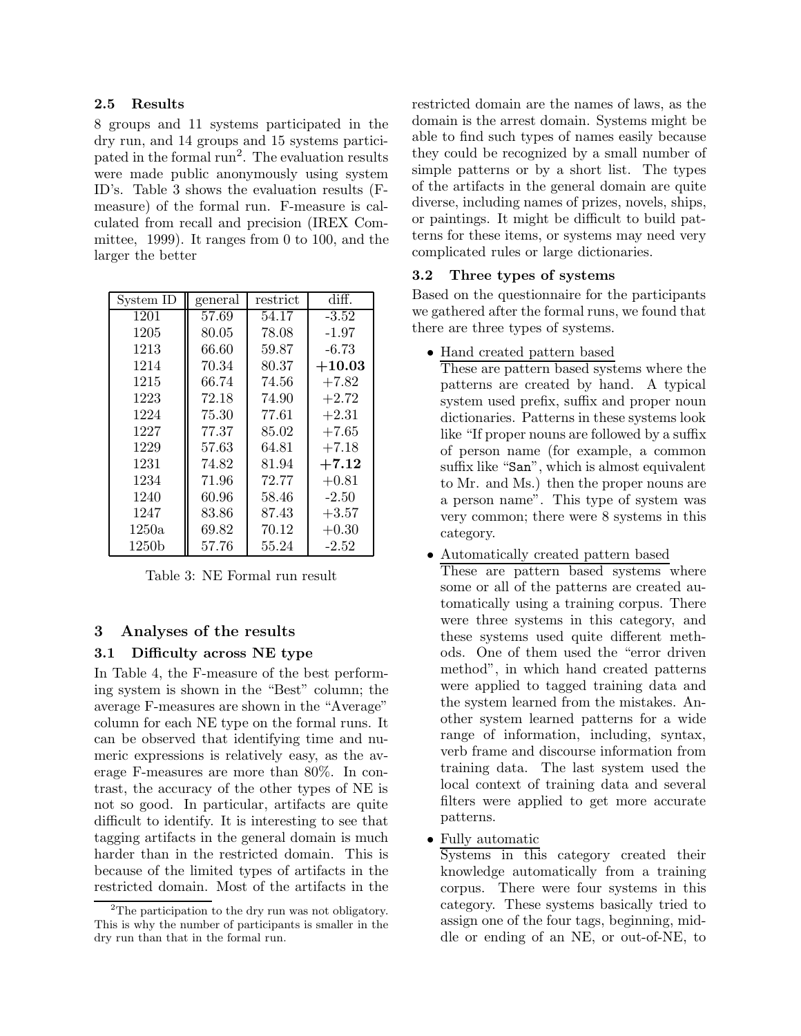### 2.5 Results

8 groups and 11 systems participated in the dry run, and 14 groups and 15 systems participated in the formal run[2]. The evaluation results were made public anonymously using system ID's. Table 3 shows the evaluation results (F-measure) of the formal run. F-measure is calculated from recall and precision (IREX Committee, 1999). It ranges from 0 to 100, and the larger the better

| System ID | general | restrict | diff. |
|---|---|---|---|
| 1201 | 57.69 | 54.17 | -3.52 |
| 1205 | 80.05 | 78.08 | -1.97 |
| 1213 | 66.60 | 59.87 | -6.73 |
| 1214 | 70.34 | 80.37 | **+10.03** |
| 1215 | 66.74 | 74.56 | +7.82 |
| 1223 | 72.18 | 74.90 | +2.72 |
| 1224 | 75.30 | 77.61 | +2.31 |
| 1227 | 77.37 | 85.02 | +7.65 |
| 1229 | 57.63 | 64.81 | +7.18 |
| 1231 | 74.82 | 81.94 | **+7.12** |
| 1234 | 71.96 | 72.77 | +0.81 |
| 1240 | 60.96 | 58.46 | -2.50 |
| 1247 | 83.86 | 87.43 | +3.57 |
| 1250a | 69.82 | 70.12 | +0.30 |
| 1250b | 57.76 | 55.24 | -2.52 |

Table 3: NE Formal run result

## 3 Analyses of the results

### 3.1 Difficulty across NE type

In Table 4, the F-measure of the best performing system is shown in the "Best" column; the average F-measures are shown in the "Average" column for each NE type on the formal runs. It can be observed that identifying time and numeric expressions is relatively easy, as the average F-measures are more than 80%. In contrast, the accuracy of the other types of NE is not so good. In particular, artifacts are quite difficult to identify. It is interesting to see that tagging artifacts in the general domain is much harder than in the restricted domain. This is because of the limited types of artifacts in the restricted domain. Most of the artifacts in the restricted domain are the names of laws, as the domain is the arrest domain. Systems might be able to find such types of names easily because they could be recognized by a small number of simple patterns or by a short list. The types of the artifacts in the general domain are quite diverse, including names of prizes, novels, ships, or paintings. It might be difficult to build patterns for these items, or systems may need very complicated rules or large dictionaries.

### 3.2 Three types of systems

Based on the questionnaire for the participants we gathered after the formal runs, we found that there are three types of systems.

- Hand created pattern based
  These are pattern based systems where the patterns are created by hand. A typical system used prefix, suffix and proper noun dictionaries. Patterns in these systems look like "If proper nouns are followed by a suffix of person name (for example, a common suffix like "San", which is almost equivalent to Mr. and Ms.) then the proper nouns are a person name". This type of system was very common; there were 8 systems in this category.
- Automatically created pattern based
  These are pattern based systems where some or all of the patterns are created automatically using a training corpus. There were three systems in this category, and these systems used quite different methods. One of them used the "error driven method", in which hand created patterns were applied to tagged training data and the system learned from the mistakes. Another system learned patterns for a wide range of information, including, syntax, verb frame and discourse information from training data. The last system used the local context of training data and several filters were applied to get more accurate patterns.
- Fully automatic
  Systems in this category created their knowledge automatically from a training corpus. There were four systems in this category. These systems basically tried to assign one of the four tags, beginning, middle or ending of an NE, or out-of-NE, to

[2] The participation to the dry run was not obligatory. This is why the number of participants is smaller in the dry run than that in the formal run.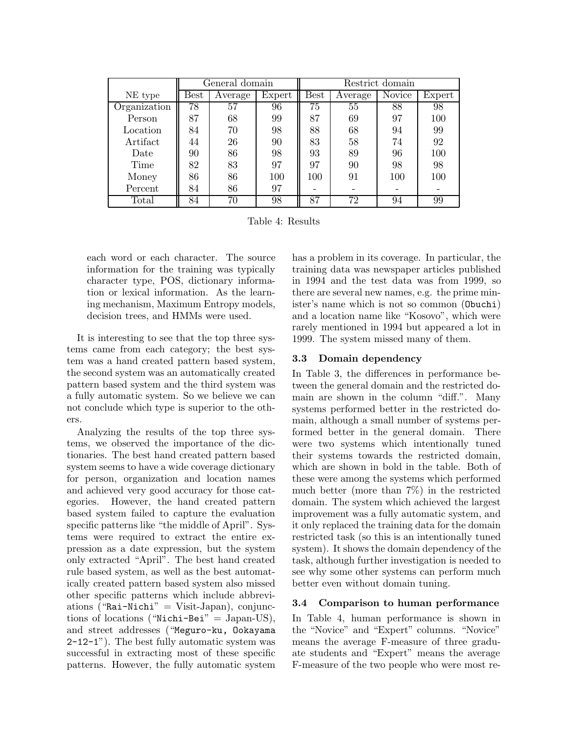| NE type | General domain | | | Restrict domain | | | |
|---|---|---|---|---|---|---|---|
| | Best | Average | Expert | Best | Average | Novice | Expert |
| Organization | 78 | 57 | 96 | 75 | 55 | 88 | 98 |
| Person | 87 | 68 | 99 | 87 | 69 | 97 | 100 |
| Location | 84 | 70 | 98 | 88 | 68 | 94 | 99 |
| Artifact | 44 | 26 | 90 | 83 | 58 | 74 | 92 |
| Date | 90 | 86 | 98 | 93 | 89 | 96 | 100 |
| Time | 82 | 83 | 97 | 97 | 90 | 98 | 98 |
| Money | 86 | 86 | 100 | 100 | 91 | 100 | 100 |
| Percent | 84 | 86 | 97 | - | - | - | - |
| Total | 84 | 70 | 98 | 87 | 72 | 94 | 99 |

Table 4: Results

each word or each character. The source information for the training was typically character type, POS, dictionary information or lexical information. As the learning mechanism, Maximum Entropy models, decision trees, and HMMs were used.

It is interesting to see that the top three systems came from each category; the best system was a hand created pattern based system, the second system was an automatically created pattern based system and the third system was a fully automatic system. So we believe we can not conclude which type is superior to the others.

Analyzing the results of the top three systems, we observed the importance of the dictionaries. The best hand created pattern based system seems to have a wide coverage dictionary for person, organization and location names and achieved very good accuracy for those categories. However, the hand created pattern based system failed to capture the evaluation specific patterns like "the middle of April". Systems were required to extract the entire expression as a date expression, but the system only extracted "April". The best hand created rule based system, as well as the best automatically created pattern based system also missed other specific patterns which include abbreviations ("`Rai-Nichi`" = Visit-Japan), conjunctions of locations ("`Nichi-Bei`" = Japan-US), and street addresses ("`Meguro-ku, Ookayama 2-12-1`"). The best fully automatic system was successful in extracting most of these specific patterns. However, the fully automatic system has a problem in its coverage. In particular, the training data was newspaper articles published in 1994 and the test data was from 1999, so there are several new names, e.g. the prime minister's name which is not so common (`Obuchi`) and a location name like "Kosovo", which were rarely mentioned in 1994 but appeared a lot in 1999. The system missed many of them.

### 3.3 Domain dependency

In Table 3, the differences in performance between the general domain and the restricted domain are shown in the column "diff.". Many systems performed better in the restricted domain, although a small number of systems performed better in the general domain. There were two systems which intentionally tuned their systems towards the restricted domain, which are shown in bold in the table. Both of these were among the systems which performed much better (more than 7%) in the restricted domain. The system which achieved the largest improvement was a fully automatic system, and it only replaced the training data for the domain restricted task (so this is an intentionally tuned system). It shows the domain dependency of the task, although further investigation is needed to see why some other systems can perform much better even without domain tuning.

### 3.4 Comparison to human performance

In Table 4, human performance is shown in the "Novice" and "Expert" columns. "Novice" means the average F-measure of three graduate students and "Expert" means the average F-measure of the two people who were most re-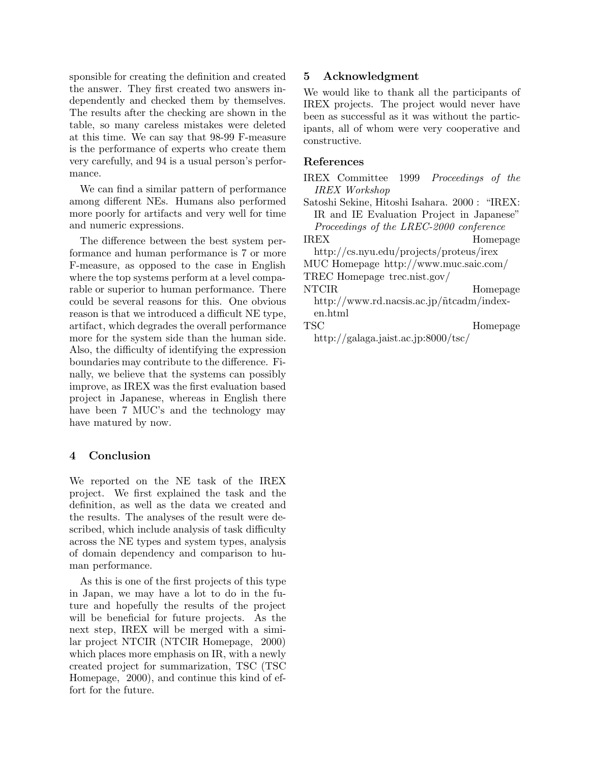sponsible for creating the definition and created the answer. They first created two answers independently and checked them by themselves. The results after the checking are shown in the table, so many careless mistakes were deleted at this time. We can say that 98-99 F-measure is the performance of experts who create them very carefully, and 94 is a usual person's performance.

We can find a similar pattern of performance among different NEs. Humans also performed more poorly for artifacts and very well for time and numeric expressions.

The difference between the best system performance and human performance is 7 or more F-measure, as opposed to the case in English where the top systems perform at a level comparable or superior to human performance. There could be several reasons for this. One obvious reason is that we introduced a difficult NE type, artifact, which degrades the overall performance more for the system side than the human side. Also, the difficulty of identifying the expression boundaries may contribute to the difference. Finally, we believe that the systems can possibly improve, as IREX was the first evaluation based project in Japanese, whereas in English there have been 7 MUC's and the technology may have matured by now.

## 4 Conclusion

We reported on the NE task of the IREX project. We first explained the task and the definition, as well as the data we created and the results. The analyses of the result were described, which include analysis of task difficulty across the NE types and system types, analysis of domain dependency and comparison to human performance.

As this is one of the first projects of this type in Japan, we may have a lot to do in the future and hopefully the results of the project will be beneficial for future projects. As the next step, IREX will be merged with a similar project NTCIR (NTCIR Homepage, 2000) which places more emphasis on IR, with a newly created project for summarization, TSC (TSC Homepage, 2000), and continue this kind of effort for the future.

## 5 Acknowledgment

We would like to thank all the participants of IREX projects. The project would never have been as successful as it was without the participants, all of whom were very cooperative and constructive.

## References

IREX Committee 1999 *Proceedings of the IREX Workshop*

Satoshi Sekine, Hitoshi Isahara. 2000 : "IREX: IR and IE Evaluation Project in Japanese" *Proceedings of the LREC-2000 conference*

IREX Homepage http://cs.nyu.edu/projects/proteus/irex

MUC Homepage http://www.muc.saic.com/

TREC Homepage trec.nist.gov/

NTCIR Homepage http://www.rd.nacsis.ac.jp/ñtcadm/index-en.html

TSC Homepage http://galaga.jaist.ac.jp:8000/tsc/